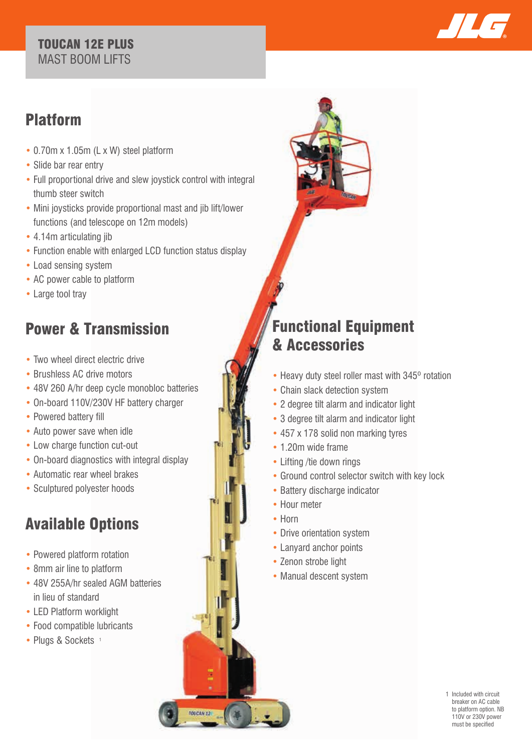# TOUCAN 12E PLUS

MAST BOOM LIFTS

## Platform

- 0.70m x 1.05m (L x W) steel platform
- Slide bar rear entry
- Full proportional drive and slew joystick control with integral thumb steer switch
- Mini joysticks provide proportional mast and jib lift/lower functions (and telescope on 12m models)
- 4.14m articulating jib
- Function enable with enlarged LCD function status display
- Load sensing system
- AC power cable to platform
- Large tool tray

## Power & Transmission

- Two wheel direct electric drive
- Brushless AC drive motors
- 48V 260 A/hr deep cycle monobloc batteries
- On-board 110V/230V HF battery charger
- Powered battery fill
- Auto power save when idle
- Low charge function cut-out
- On-board diagnostics with integral display
- Automatic rear wheel brakes
- Sculptured polyester hoods

## Available Options

- Powered platform rotation
- 8mm air line to platform
- 48V 255A/hr sealed AGM batteries in lieu of standard
- LED Platform worklight
- Food compatible lubricants
- Plugs & Sockets [1]

## Functional Equipment & Accessories

- Heavy duty steel roller mast with 345º rotation
- Chain slack detection system
- 2 degree tilt alarm and indicator light
- 3 degree tilt alarm and indicator light
- 457 x 178 solid non marking tyres
- 1.20m wide frame
- Lifting /tie down rings
- Ground control selector switch with key lock
- Battery discharge indicator
- Hour meter
- Horn
- Drive orientation system
- Lanyard anchor points
- Zenon strobe light
- Manual descent system

1 Included with circuit breaker on AC cable to platform option. NB 110V or 230V power must be specified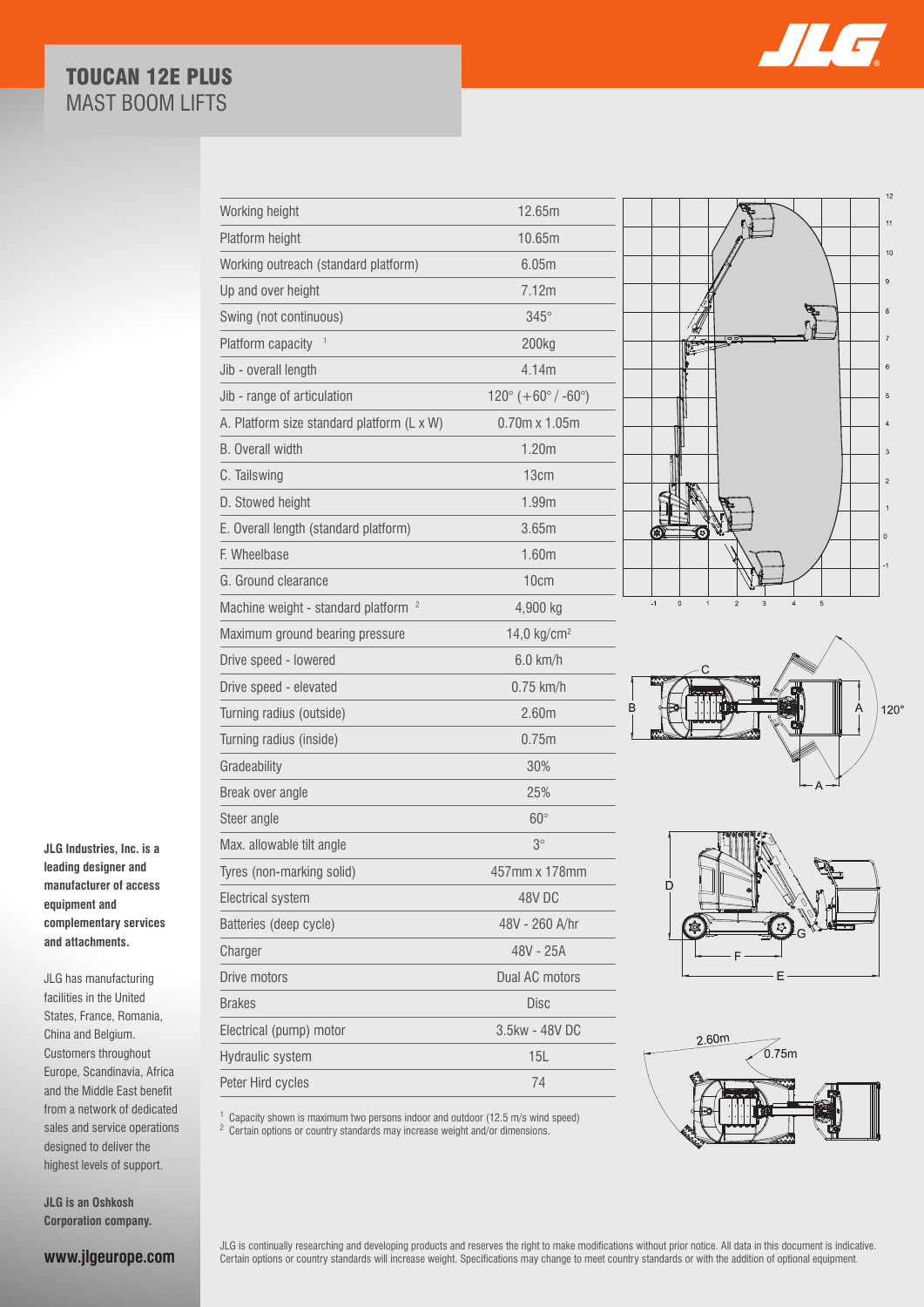# TOUCAN 12E PLUS
## MAST BOOM LIFTS

| | |
|---|---|
| Working height | 12.65m |
| Platform height | 10.65m |
| Working outreach (standard platform) | 6.05m |
| Up and over height | 7.12m |
| Swing (not continuous) | 345° |
| Platform capacity [1] | 200kg |
| Jib - overall length | 4.14m |
| Jib - range of articulation | 120° (+60° / -60°) |
| A. Platform size standard platform (L x W) | 0.70m x 1.05m |
| B. Overall width | 1.20m |
| C. Tailswing | 13cm |
| D. Stowed height | 1.99m |
| E. Overall length (standard platform) | 3.65m |
| F. Wheelbase | 1.60m |
| G. Ground clearance | 10cm |
| Machine weight - standard platform [2] | 4,900 kg |
| Maximum ground bearing pressure | 14,0 kg/cm² |
| Drive speed - lowered | 6.0 km/h |
| Drive speed - elevated | 0.75 km/h |
| Turning radius (outside) | 2.60m |
| Turning radius (inside) | 0.75m |
| Gradeability | 30% |
| Break over angle | 25% |
| Steer angle | 60° |
| Max. allowable tilt angle | 3° |
| Tyres (non-marking solid) | 457mm x 178mm |
| Electrical system | 48V DC |
| Batteries (deep cycle) | 48V - 260 A/hr |
| Charger | 48V - 25A |
| Drive motors | Dual AC motors |
| Brakes | Disc |
| Electrical (pump) motor | 3.5kw - 48V DC |
| Hydraulic system | 15L |
| Peter Hird cycles | 74 |

[1] Capacity shown is maximum two persons indoor and outdoor (12.5 m/s wind speed)
[2] Certain options or country standards may increase weight and/or dimensions.

12
11
10
9
8
7
6
5
4
3
2
1
0
-1
-1 0 1 2 3 4 5

C
B
A
120°
A

D
G
F
E

2.60m
0.75m

**JLG Industries, Inc. is a leading designer and manufacturer of access equipment and complementary services and attachments.**

JLG has manufacturing facilities in the United States, France, Romania, China and Belgium. Customers throughout Europe, Scandinavia, Africa and the Middle East benefit from a network of dedicated sales and service operations designed to deliver the highest levels of support.

**JLG is an Oshkosh Corporation company.**

**www.jlgeurope.com**

JLG is continually researching and developing products and reserves the right to make modifications without prior notice. All data in this document is indicative. Certain options or country standards will increase weight. Specifications may change to meet country standards or with the addition of optional equipment.